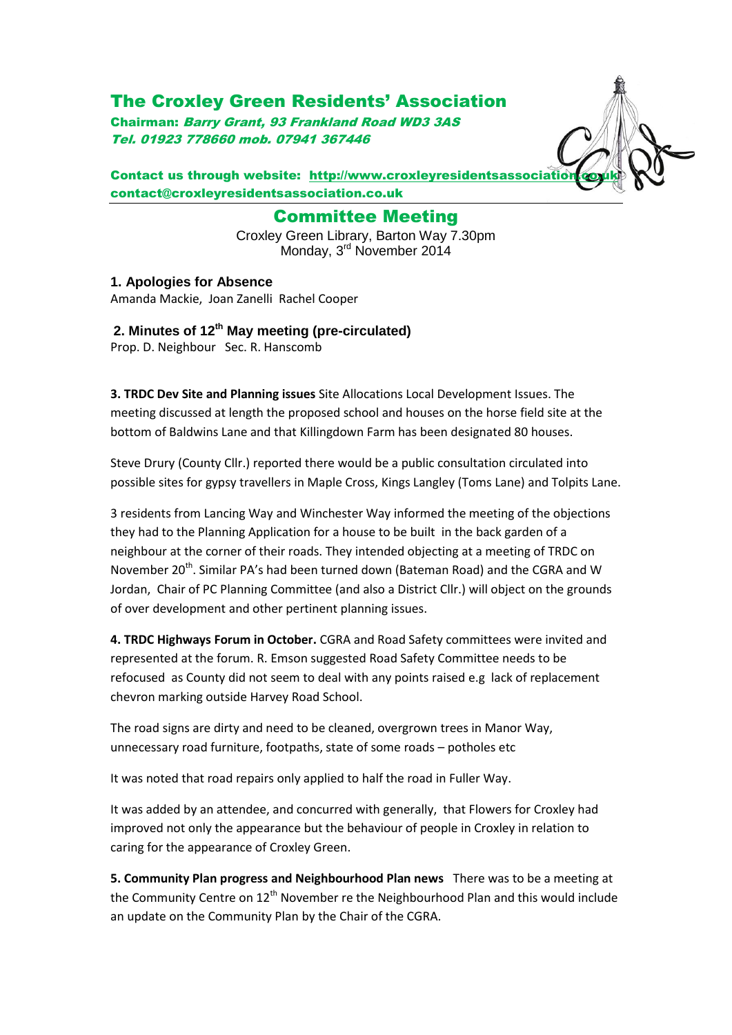# The Croxley Green Residents' Association

**Chairman:** ***Barry Grant, 93 Frankland Road WD3 3AS***
***Tel. 01923 778660 mob. 07941 367446***

**Contact us through website: http://www.croxleyresidentsassociation.co.uk**
**contact@croxleyresidentsassociation.co.uk**

## Committee Meeting

Croxley Green Library, Barton Way 7.30pm
Monday, 3rd November 2014

### 1. Apologies for Absence

Amanda Mackie, Joan Zanelli Rachel Cooper

### 2. Minutes of 12th May meeting (pre-circulated)

Prop. D. Neighbour Sec. R. Hanscomb

**3. TRDC Dev Site and Planning issues** Site Allocations Local Development Issues. The meeting discussed at length the proposed school and houses on the horse field site at the bottom of Baldwins Lane and that Killingdown Farm has been designated 80 houses.

Steve Drury (County Cllr.) reported there would be a public consultation circulated into possible sites for gypsy travellers in Maple Cross, Kings Langley (Toms Lane) and Tolpits Lane.

3 residents from Lancing Way and Winchester Way informed the meeting of the objections they had to the Planning Application for a house to be built in the back garden of a neighbour at the corner of their roads. They intended objecting at a meeting of TRDC on November 20th. Similar PA's had been turned down (Bateman Road) and the CGRA and W Jordan, Chair of PC Planning Committee (and also a District Cllr.) will object on the grounds of over development and other pertinent planning issues.

**4. TRDC Highways Forum in October.** CGRA and Road Safety committees were invited and represented at the forum. R. Emson suggested Road Safety Committee needs to be refocused as County did not seem to deal with any points raised e.g lack of replacement chevron marking outside Harvey Road School.

The road signs are dirty and need to be cleaned, overgrown trees in Manor Way, unnecessary road furniture, footpaths, state of some roads – potholes etc

It was noted that road repairs only applied to half the road in Fuller Way.

It was added by an attendee, and concurred with generally, that Flowers for Croxley had improved not only the appearance but the behaviour of people in Croxley in relation to caring for the appearance of Croxley Green.

**5. Community Plan progress and Neighbourhood Plan news** There was to be a meeting at the Community Centre on 12th November re the Neighbourhood Plan and this would include an update on the Community Plan by the Chair of the CGRA.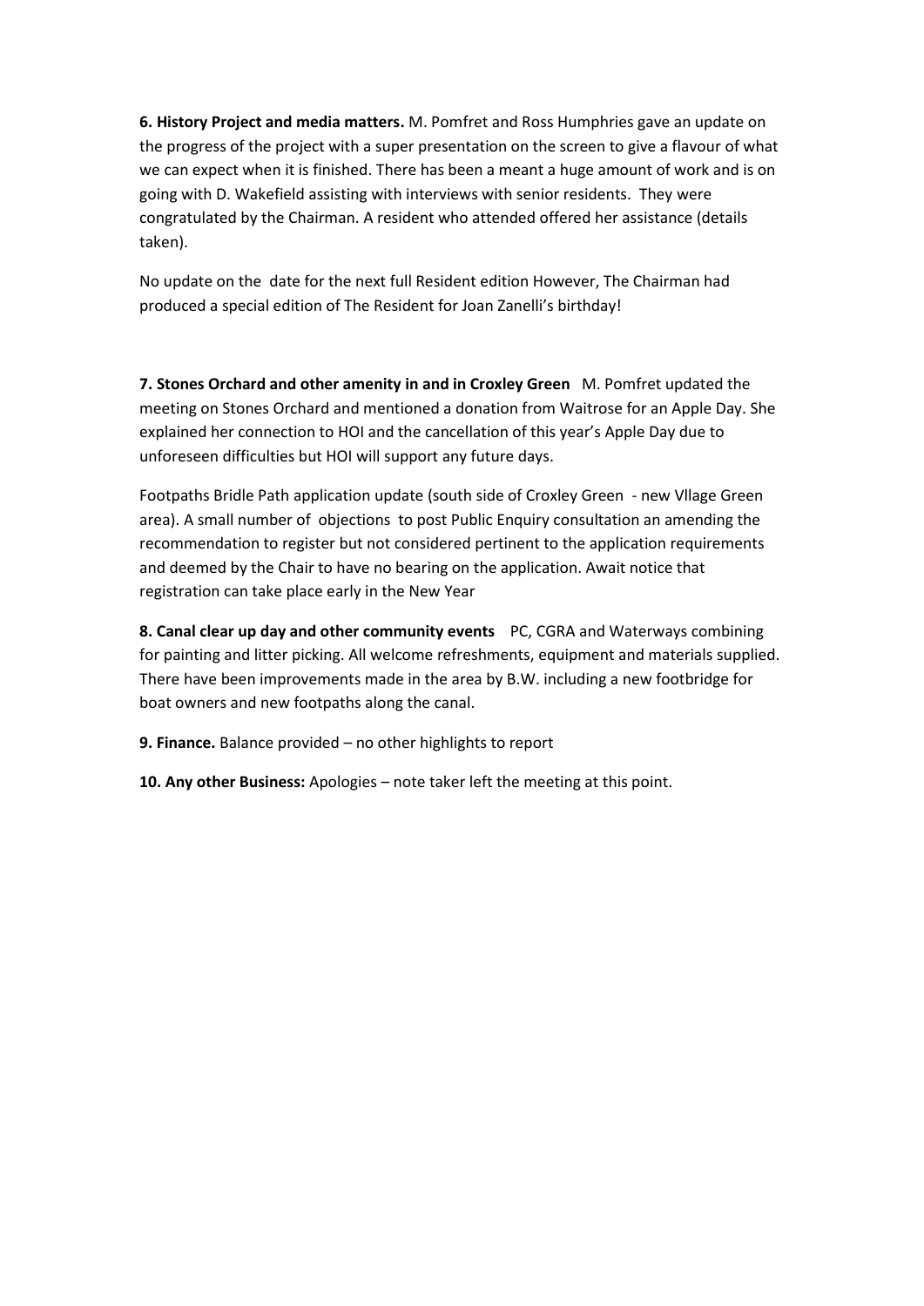**6. History Project and media matters.** M. Pomfret and Ross Humphries gave an update on the progress of the project with a super presentation on the screen to give a flavour of what we can expect when it is finished. There has been a meant a huge amount of work and is on going with D. Wakefield assisting with interviews with senior residents. They were congratulated by the Chairman. A resident who attended offered her assistance (details taken).

No update on the date for the next full Resident edition However, The Chairman had produced a special edition of The Resident for Joan Zanelli's birthday!

**7. Stones Orchard and other amenity in and in Croxley Green** M. Pomfret updated the meeting on Stones Orchard and mentioned a donation from Waitrose for an Apple Day. She explained her connection to HOI and the cancellation of this year's Apple Day due to unforeseen difficulties but HOI will support any future days.

Footpaths Bridle Path application update (south side of Croxley Green - new Vllage Green area). A small number of objections to post Public Enquiry consultation an amending the recommendation to register but not considered pertinent to the application requirements and deemed by the Chair to have no bearing on the application. Await notice that registration can take place early in the New Year

**8. Canal clear up day and other community events** PC, CGRA and Waterways combining for painting and litter picking. All welcome refreshments, equipment and materials supplied. There have been improvements made in the area by B.W. including a new footbridge for boat owners and new footpaths along the canal.

**9. Finance.** Balance provided – no other highlights to report

**10. Any other Business:** Apologies – note taker left the meeting at this point.